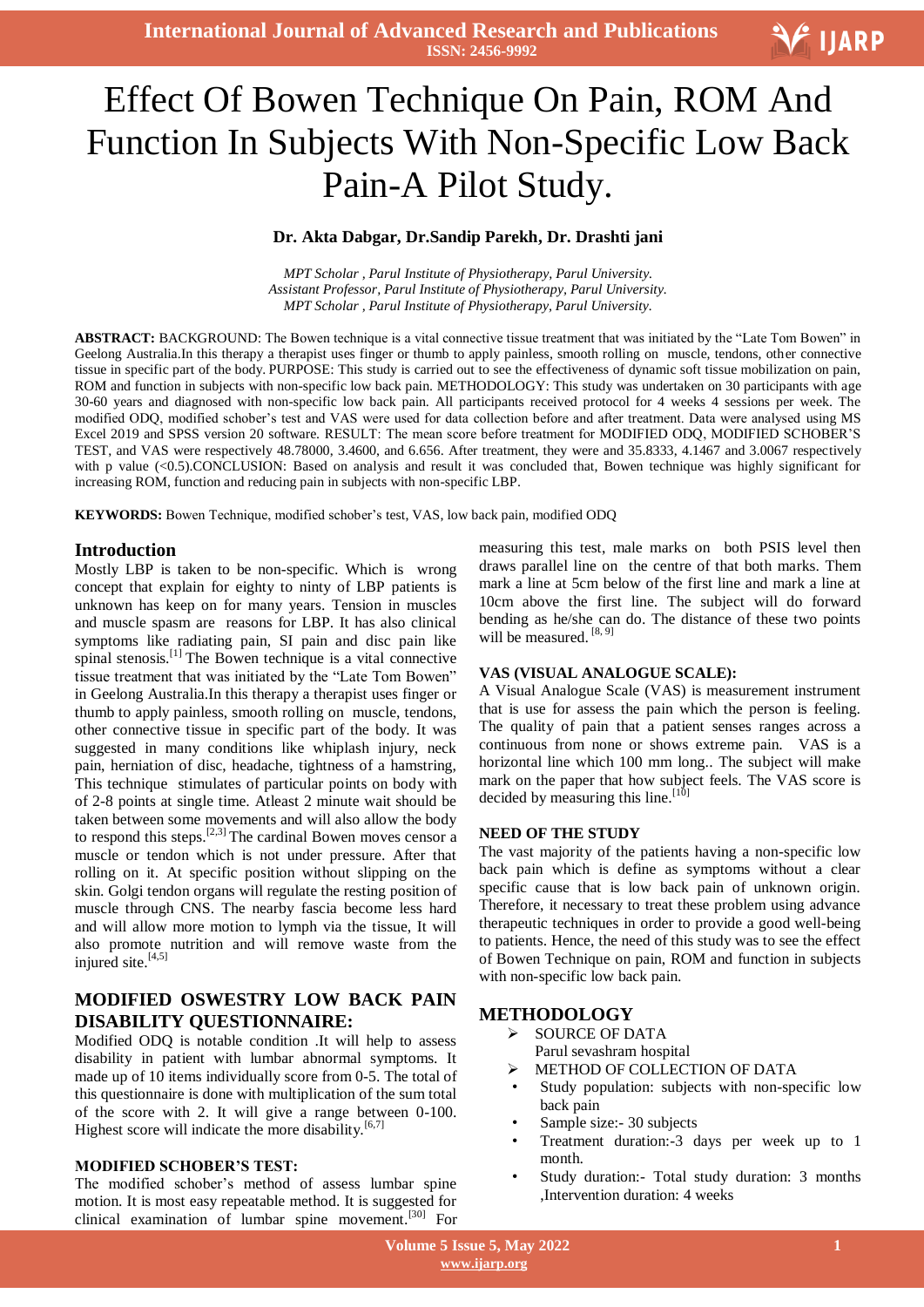# Effect Of Bowen Technique On Pain, ROM And Function In Subjects With Non-Specific Low Back Pain-A Pilot Study.

**Dr. Akta Dabgar, Dr.Sandip Parekh, Dr. Drashti jani**

*MPT Scholar , Parul Institute of Physiotherapy, Parul University.*
*Assistant Professor, Parul Institute of Physiotherapy, Parul University.*
*MPT Scholar , Parul Institute of Physiotherapy, Parul University.*

**ABSTRACT:** BACKGROUND: The Bowen technique is a vital connective tissue treatment that was initiated by the "Late Tom Bowen" in Geelong Australia.In this therapy a therapist uses finger or thumb to apply painless, smooth rolling on muscle, tendons, other connective tissue in specific part of the body. PURPOSE: This study is carried out to see the effectiveness of dynamic soft tissue mobilization on pain, ROM and function in subjects with non-specific low back pain. METHODOLOGY: This study was undertaken on 30 participants with age 30-60 years and diagnosed with non-specific low back pain. All participants received protocol for 4 weeks 4 sessions per week. The modified ODQ, modified schober's test and VAS were used for data collection before and after treatment. Data were analysed using MS Excel 2019 and SPSS version 20 software. RESULT: The mean score before treatment for MODIFIED ODQ, MODIFIED SCHOBER'S TEST, and VAS were respectively 48.78000, 3.4600, and 6.656. After treatment, they were and 35.8333, 4.1467 and 3.0067 respectively with p value (<0.5).CONCLUSION: Based on analysis and result it was concluded that, Bowen technique was highly significant for increasing ROM, function and reducing pain in subjects with non-specific LBP.

**KEYWORDS:** Bowen Technique, modified schober's test, VAS, low back pain, modified ODQ

## Introduction

Mostly LBP is taken to be non-specific. Which is wrong concept that explain for eighty to ninty of LBP patients is unknown has keep on for many years. Tension in muscles and muscle spasm are reasons for LBP. It has also clinical symptoms like radiating pain, SI pain and disc pain like spinal stenosis.[1] The Bowen technique is a vital connective tissue treatment that was initiated by the "Late Tom Bowen" in Geelong Australia.In this therapy a therapist uses finger or thumb to apply painless, smooth rolling on muscle, tendons, other connective tissue in specific part of the body. It was suggested in many conditions like whiplash injury, neck pain, herniation of disc, headache, tightness of a hamstring, This technique stimulates of particular points on body with of 2-8 points at single time. Atleast 2 minute wait should be taken between some movements and will also allow the body to respond this steps.[2,3] The cardinal Bowen moves censor a muscle or tendon which is not under pressure. After that rolling on it. At specific position without slipping on the skin. Golgi tendon organs will regulate the resting position of muscle through CNS. The nearby fascia become less hard and will allow more motion to lymph via the tissue, It will also promote nutrition and will remove waste from the injured site.[4,5]

## MODIFIED OSWESTRY LOW BACK PAIN DISABILITY QUESTIONNAIRE:

Modified ODQ is notable condition .It will help to assess disability in patient with lumbar abnormal symptoms. It made up of 10 items individually score from 0-5. The total of this questionnaire is done with multiplication of the sum total of the score with 2. It will give a range between 0-100. Highest score will indicate the more disability.[6,7]

### MODIFIED SCHOBER'S TEST:

The modified schober's method of assess lumbar spine motion. It is most easy repeatable method. It is suggested for clinical examination of lumbar spine movement.[30] For measuring this test, male marks on both PSIS level then draws parallel line on the centre of that both marks. Them mark a line at 5cm below of the first line and mark a line at 10cm above the first line. The subject will do forward bending as he/she can do. The distance of these two points will be measured. [8, 9]

### VAS (VISUAL ANALOGUE SCALE):

A Visual Analogue Scale (VAS) is measurement instrument that is use for assess the pain which the person is feeling. The quality of pain that a patient senses ranges across a continuous from none or shows extreme pain. VAS is a horizontal line which 100 mm long.. The subject will make mark on the paper that how subject feels. The VAS score is decided by measuring this line.[10]

### NEED OF THE STUDY

The vast majority of the patients having a non-specific low back pain which is define as symptoms without a clear specific cause that is low back pain of unknown origin. Therefore, it necessary to treat these problem using advance therapeutic techniques in order to provide a good well-being to patients. Hence, the need of this study was to see the effect of Bowen Technique on pain, ROM and function in subjects with non-specific low back pain.

## METHODOLOGY

- SOURCE OF DATA
  Parul sevashram hospital
- METHOD OF COLLECTION OF DATA
  - Study population: subjects with non-specific low back pain
  - Sample size:- 30 subjects
  - Treatment duration:-3 days per week up to 1 month.
  - Study duration:- Total study duration: 3 months ,Intervention duration: 4 weeks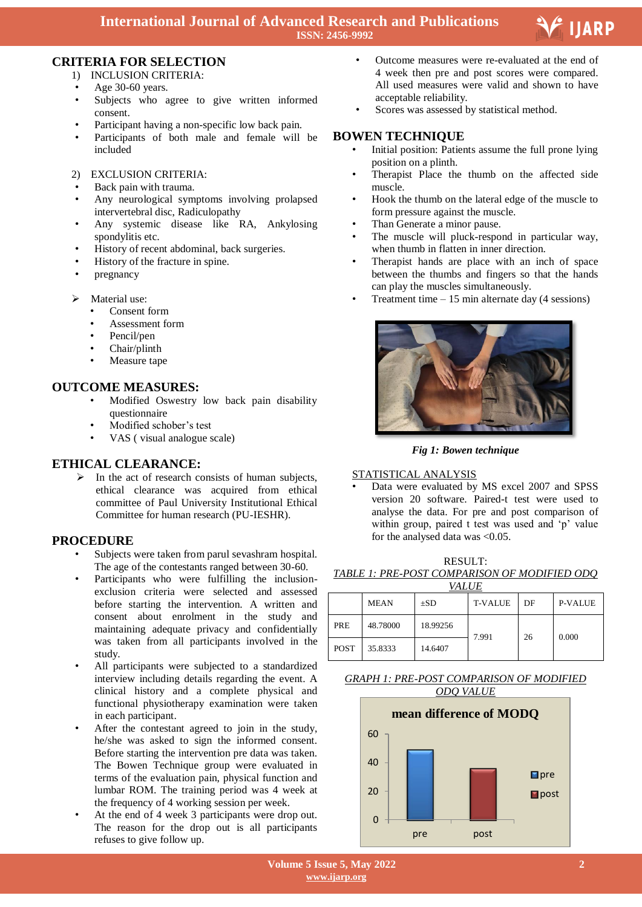## CRITERIA FOR SELECTION

1) INCLUSION CRITERIA:

- Age 30-60 years.
- Subjects who agree to give written informed consent.
- Participant having a non-specific low back pain.
- Participants of both male and female will be included

2) EXCLUSION CRITERIA:

- Back pain with trauma.
- Any neurological symptoms involving prolapsed intervertebral disc, Radiculopathy
- Any systemic disease like RA, Ankylosing spondylitis etc.
- History of recent abdominal, back surgeries.
- History of the fracture in spine.
- pregnancy

- Material use:
  - Consent form
  - Assessment form
  - Pencil/pen
  - Chair/plinth
  - Measure tape

## OUTCOME MEASURES:

- Modified Oswestry low back pain disability questionnaire
- Modified schober's test
- VAS ( visual analogue scale)

## ETHICAL CLEARANCE:

- In the act of research consists of human subjects, ethical clearance was acquired from ethical committee of Paul University Institutional Ethical Committee for human research (PU-IESHR).

## PROCEDURE

- Subjects were taken from parul sevashram hospital. The age of the contestants ranged between 30-60.
- Participants who were fulfilling the inclusion-exclusion criteria were selected and assessed before starting the intervention. A written and consent about enrolment in the study and maintaining adequate privacy and confidentially was taken from all participants involved in the study.
- All participants were subjected to a standardized interview including details regarding the event. A clinical history and a complete physical and functional physiotherapy examination were taken in each participant.
- After the contestant agreed to join in the study, he/she was asked to sign the informed consent. Before starting the intervention pre data was taken. The Bowen Technique group were evaluated in terms of the evaluation pain, physical function and lumbar ROM. The training period was 4 week at the frequency of 4 working session per week.
- At the end of 4 week 3 participants were drop out. The reason for the drop out is all participants refuses to give follow up.
- Outcome measures were re-evaluated at the end of 4 week then pre and post scores were compared. All used measures were valid and shown to have acceptable reliability.
- Scores was assessed by statistical method.

## BOWEN TECHNIQUE

- Initial position: Patients assume the full prone lying position on a plinth.
- Therapist Place the thumb on the affected side muscle.
- Hook the thumb on the lateral edge of the muscle to form pressure against the muscle.
- Than Generate a minor pause.
- The muscle will pluck-respond in particular way, when thumb in flatten in inner direction.
- Therapist hands are place with an inch of space between the thumbs and fingers so that the hands can play the muscles simultaneously.
- Treatment time – 15 min alternate day (4 sessions)

*Fig 1: Bowen technique*

STATISTICAL ANALYSIS

- Data were evaluated by MS excel 2007 and SPSS version 20 software. Paired-t test were used to analyse the data. For pre and post comparison of within group, paired t test was used and 'p' value for the analysed data was <0.05.

RESULT:

*TABLE 1: PRE-POST COMPARISON OF MODIFIED ODQ VALUE*

| | MEAN | ±SD | T-VALUE | DF | P-VALUE |
|---|---|---|---|---|---|
| PRE | 48.78000 | 18.99256 | 7.991 | 26 | 0.000 |
| POST | 35.8333 | 14.6407 | | | |

*GRAPH 1: PRE-POST COMPARISON OF MODIFIED ODQ VALUE*

mean difference of MODQ

| | Value |
|---|---|
| pre | ~48.8 |
| post | ~35.8 |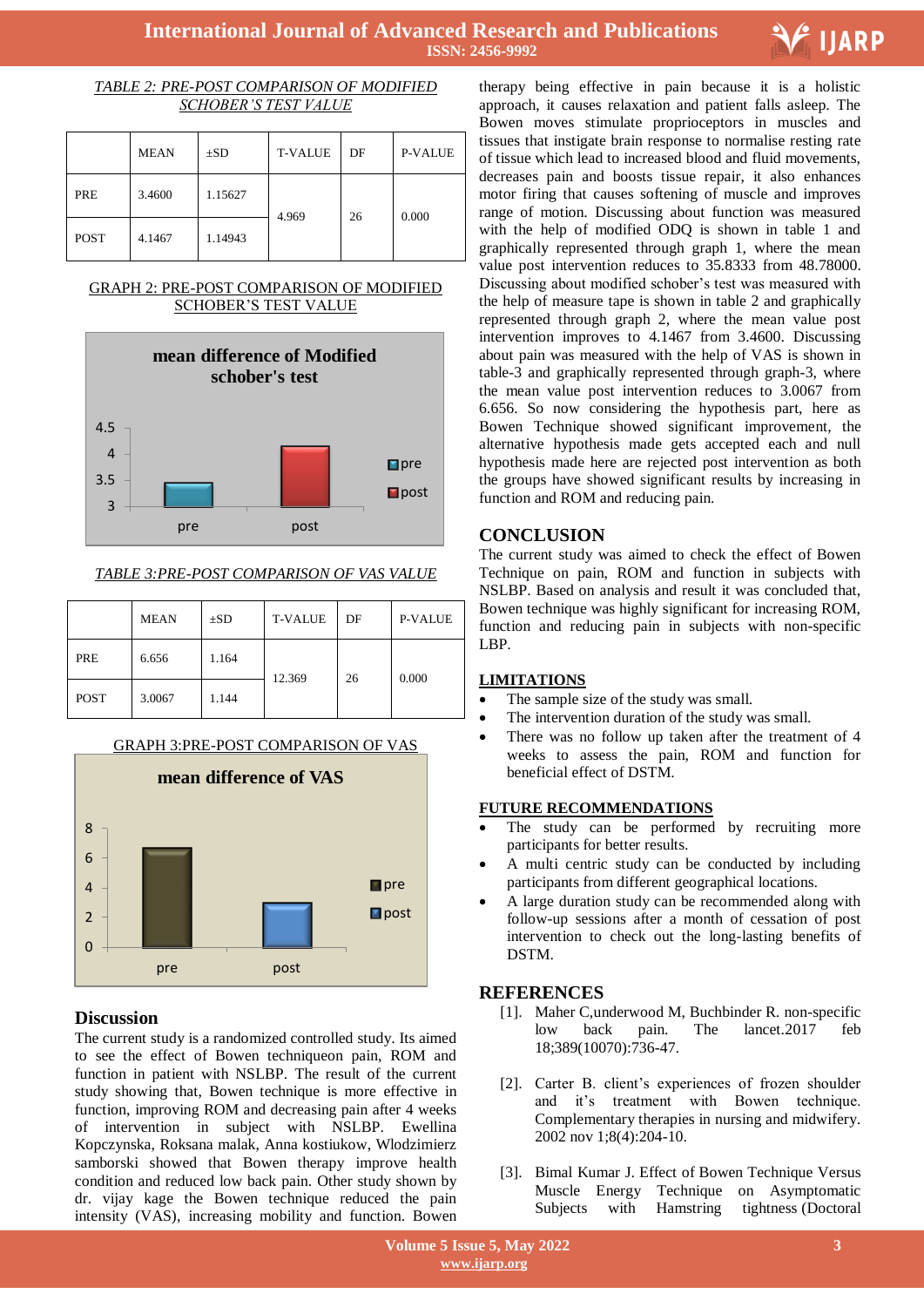*TABLE 2: PRE-POST COMPARISON OF MODIFIED SCHOBER'S TEST VALUE*

| | MEAN | ±SD | T-VALUE | DF | P-VALUE |
|---|---|---|---|---|---|
| PRE | 3.4600 | 1.15627 | 4.969 | 26 | 0.000 |
| POST | 4.1467 | 1.14943 | | | |

GRAPH 2: PRE-POST COMPARISON OF MODIFIED SCHOBER'S TEST VALUE

*TABLE 3:PRE-POST COMPARISON OF VAS VALUE*

| | MEAN | ±SD | T-VALUE | DF | P-VALUE |
|---|---|---|---|---|---|
| PRE | 6.656 | 1.164 | 12.369 | 26 | 0.000 |
| POST | 3.0067 | 1.144 | | | |

GRAPH 3:PRE-POST COMPARISON OF VAS

## Discussion

The current study is a randomized controlled study. Its aimed to see the effect of Bowen techniqueon pain, ROM and function in patient with NSLBP. The result of the current study showing that, Bowen technique is more effective in function, improving ROM and decreasing pain after 4 weeks of intervention in subject with NSLBP. Ewellina Kopczynska, Roksana malak, Anna kostiukow, Wlodzimierz samborski showed that Bowen therapy improve health condition and reduced low back pain. Other study shown by dr. vijay kage the Bowen technique reduced the pain intensity (VAS), increasing mobility and function. Bowen therapy being effective in pain because it is a holistic approach, it causes relaxation and patient falls asleep. The Bowen moves stimulate proprioceptors in muscles and tissues that instigate brain response to normalise resting rate of tissue which lead to increased blood and fluid movements, decreases pain and boosts tissue repair, it also enhances motor firing that causes softening of muscle and improves range of motion. Discussing about function was measured with the help of modified ODQ is shown in table 1 and graphically represented through graph 1, where the mean value post intervention reduces to 35.8333 from 48.78000. Discussing about modified schober's test was measured with the help of measure tape is shown in table 2 and graphically represented through graph 2, where the mean value post intervention improves to 4.1467 from 3.4600. Discussing about pain was measured with the help of VAS is shown in table-3 and graphically represented through graph-3, where the mean value post intervention reduces to 3.0067 from 6.656. So now considering the hypothesis part, here as Bowen Technique showed significant improvement, the alternative hypothesis made gets accepted each and null hypothesis made here are rejected post intervention as both the groups have showed significant results by increasing in function and ROM and reducing pain.

## CONCLUSION

The current study was aimed to check the effect of Bowen Technique on pain, ROM and function in subjects with NSLBP. Based on analysis and result it was concluded that, Bowen technique was highly significant for increasing ROM, function and reducing pain in subjects with non-specific LBP.

### LIMITATIONS

- The sample size of the study was small.
- The intervention duration of the study was small.
- There was no follow up taken after the treatment of 4 weeks to assess the pain, ROM and function for beneficial effect of DSTM.

### FUTURE RECOMMENDATIONS

- The study can be performed by recruiting more participants for better results.
- A multi centric study can be conducted by including participants from different geographical locations.
- A large duration study can be recommended along with follow-up sessions after a month of cessation of post intervention to check out the long-lasting benefits of DSTM.

## REFERENCES

[1]. Maher C,underwood M, Buchbinder R. non-specific low back pain. The lancet.2017 feb 18;389(10070):736-47.

[2]. Carter B. client's experiences of frozen shoulder and it's treatment with Bowen technique. Complementary therapies in nursing and midwifery. 2002 nov 1;8(4):204-10.

[3]. Bimal Kumar J. Effect of Bowen Technique Versus Muscle Energy Technique on Asymptomatic Subjects with Hamstring tightness (Doctoral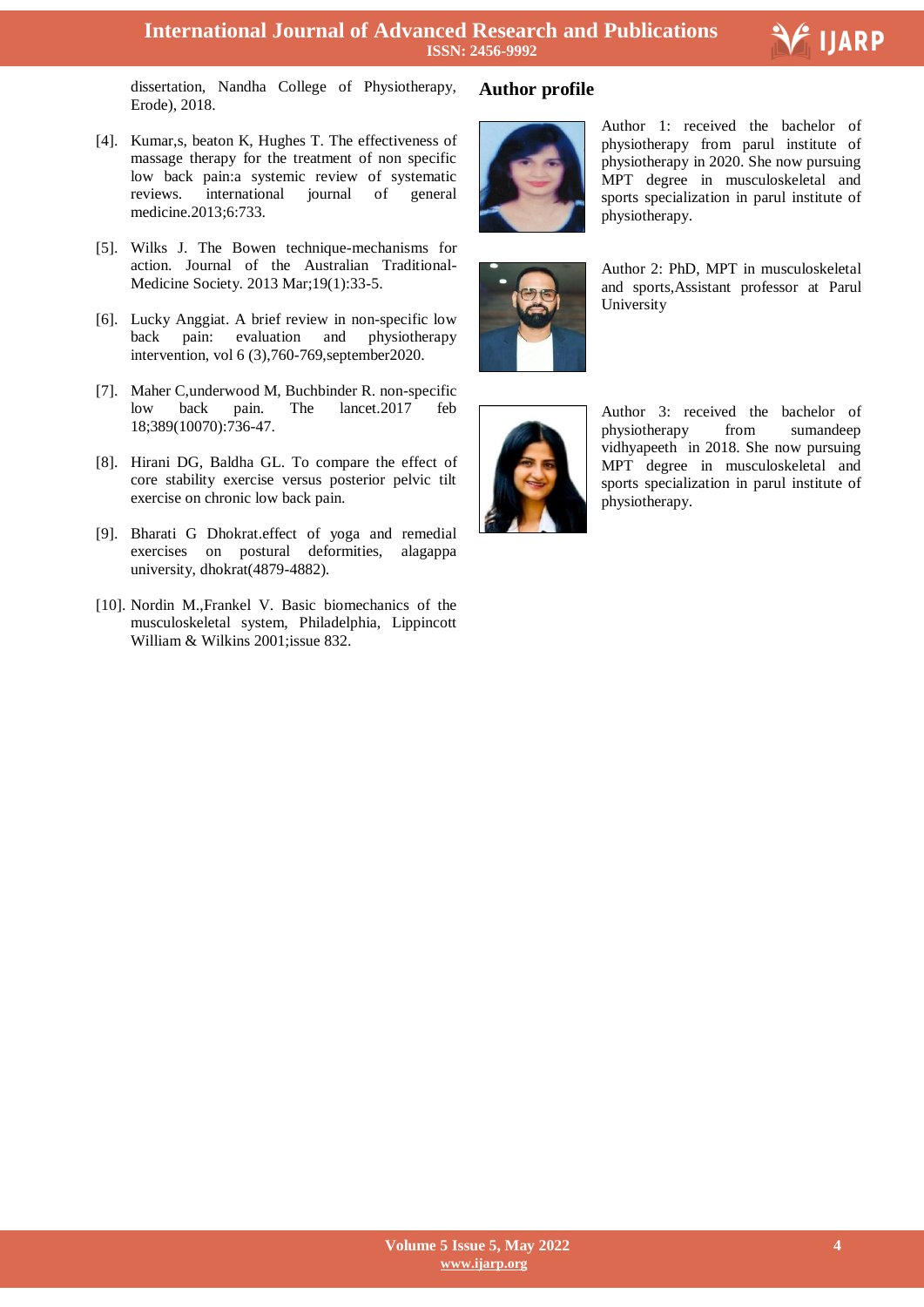dissertation, Nandha College of Physiotherapy, Erode), 2018.

[4]. Kumar,s, beaton K, Hughes T. The effectiveness of massage therapy for the treatment of non specific low back pain:a systemic review of systematic reviews. international journal of general medicine.2013;6:733.

[5]. Wilks J. The Bowen technique-mechanisms for action. Journal of the Australian Traditional-Medicine Society. 2013 Mar;19(1):33-5.

[6]. Lucky Anggiat. A brief review in non-specific low back pain: evaluation and physiotherapy intervention, vol 6 (3),760-769,september2020.

[7]. Maher C,underwood M, Buchbinder R. non-specific low back pain. The lancet.2017 feb 18;389(10070):736-47.

[8]. Hirani DG, Baldha GL. To compare the effect of core stability exercise versus posterior pelvic tilt exercise on chronic low back pain.

[9]. Bharati G Dhokrat.effect of yoga and remedial exercises on postural deformities, alagappa university, dhokrat(4879-4882).

[10]. Nordin M.,Frankel V. Basic biomechanics of the musculoskeletal system, Philadelphia, Lippincott William & Wilkins 2001;issue 832.

## Author profile

Author 1: received the bachelor of physiotherapy from parul institute of physiotherapy in 2020. She now pursuing MPT degree in musculoskeletal and sports specialization in parul institute of physiotherapy.

Author 2: PhD, MPT in musculoskeletal and sports,Assistant professor at Parul University

Author 3: received the bachelor of physiotherapy from sumandeep vidhyapeeth in 2018. She now pursuing MPT degree in musculoskeletal and sports specialization in parul institute of physiotherapy.